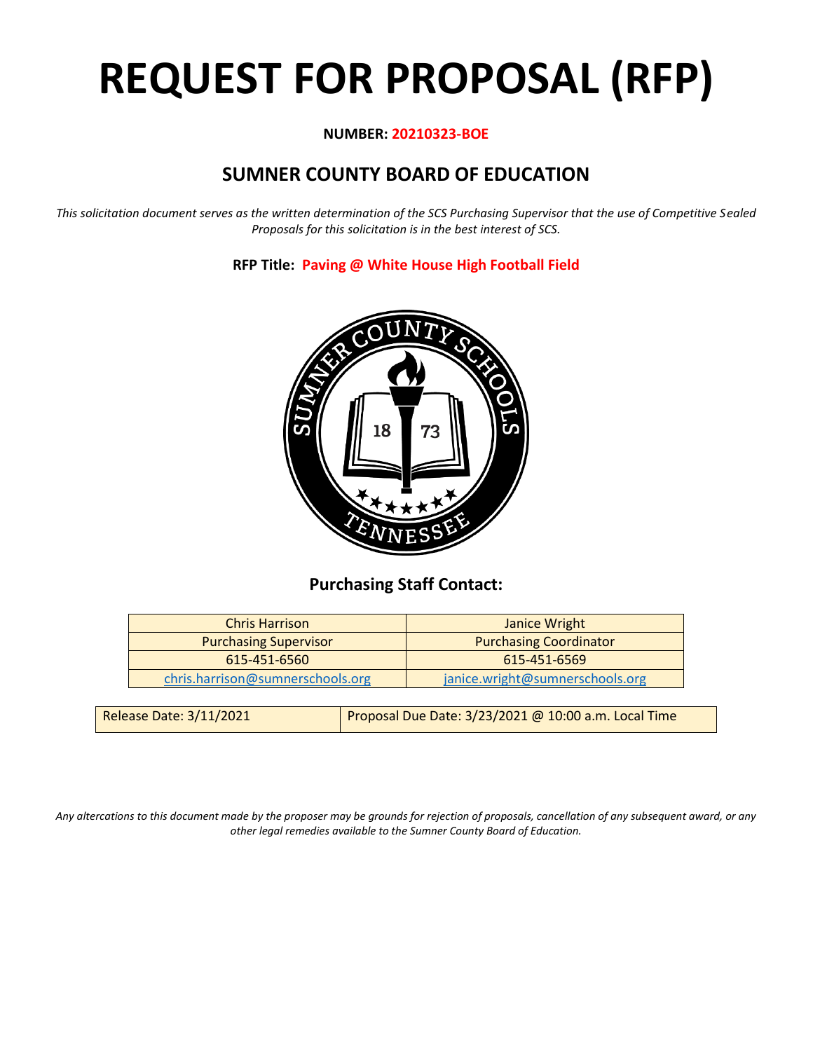# REQUEST FOR PROPOSAL (RFP)

**NUMBER: 20210323-BOE**

## SUMNER COUNTY BOARD OF EDUCATION

*This solicitation document serves as the written determination of the SCS Purchasing Supervisor that the use of Competitive Sealed Proposals for this solicitation is in the best interest of SCS.*

**RFP Title: Paving @ White House High Football Field**

### Purchasing Staff Contact:

| Chris Harrison | Janice Wright |
|---|---|
| Purchasing Supervisor | Purchasing Coordinator |
| 615-451-6560 | 615-451-6569 |
| chris.harrison@sumnerschools.org | janice.wright@sumnerschools.org |

| Release Date: 3/11/2021 | Proposal Due Date: 3/23/2021 @ 10:00 a.m. Local Time |
|---|---|

*Any altercations to this document made by the proposer may be grounds for rejection of proposals, cancellation of any subsequent award, or any other legal remedies available to the Sumner County Board of Education.*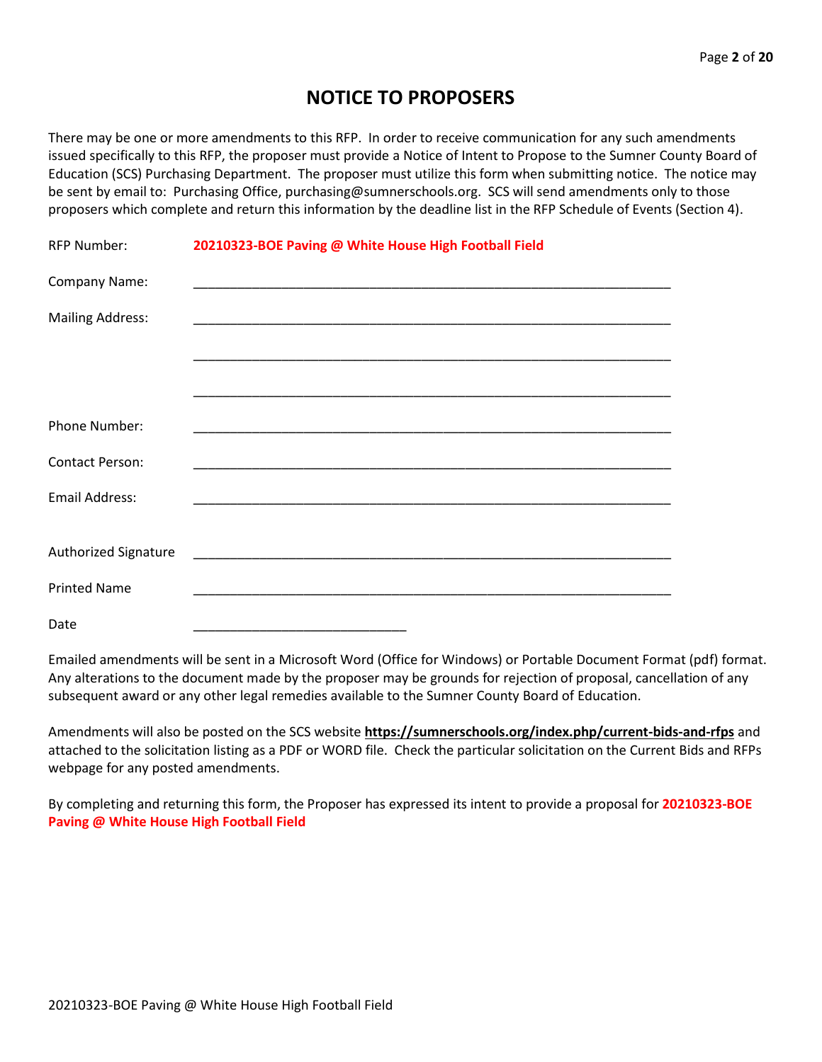# NOTICE TO PROPOSERS

There may be one or more amendments to this RFP. In order to receive communication for any such amendments issued specifically to this RFP, the proposer must provide a Notice of Intent to Propose to the Sumner County Board of Education (SCS) Purchasing Department. The proposer must utilize this form when submitting notice. The notice may be sent by email to: Purchasing Office, purchasing@sumnerschools.org. SCS will send amendments only to those proposers which complete and return this information by the deadline list in the RFP Schedule of Events (Section 4).

RFP Number: **20210323-BOE Paving @ White House High Football Field**

Company Name: ____________________________________________________________

Mailing Address: ____________________________________________________________

____________________________________________________________

____________________________________________________________

Phone Number: ____________________________________________________________

Contact Person: ____________________________________________________________

Email Address: ____________________________________________________________

Authorized Signature ____________________________________________________________

Printed Name ____________________________________________________________

Date ____________________________

Emailed amendments will be sent in a Microsoft Word (Office for Windows) or Portable Document Format (pdf) format. Any alterations to the document made by the proposer may be grounds for rejection of proposal, cancellation of any subsequent award or any other legal remedies available to the Sumner County Board of Education.

Amendments will also be posted on the SCS website **https://sumnerschools.org/index.php/current-bids-and-rfps** and attached to the solicitation listing as a PDF or WORD file. Check the particular solicitation on the Current Bids and RFPs webpage for any posted amendments.

By completing and returning this form, the Proposer has expressed its intent to provide a proposal for **20210323-BOE Paving @ White House High Football Field**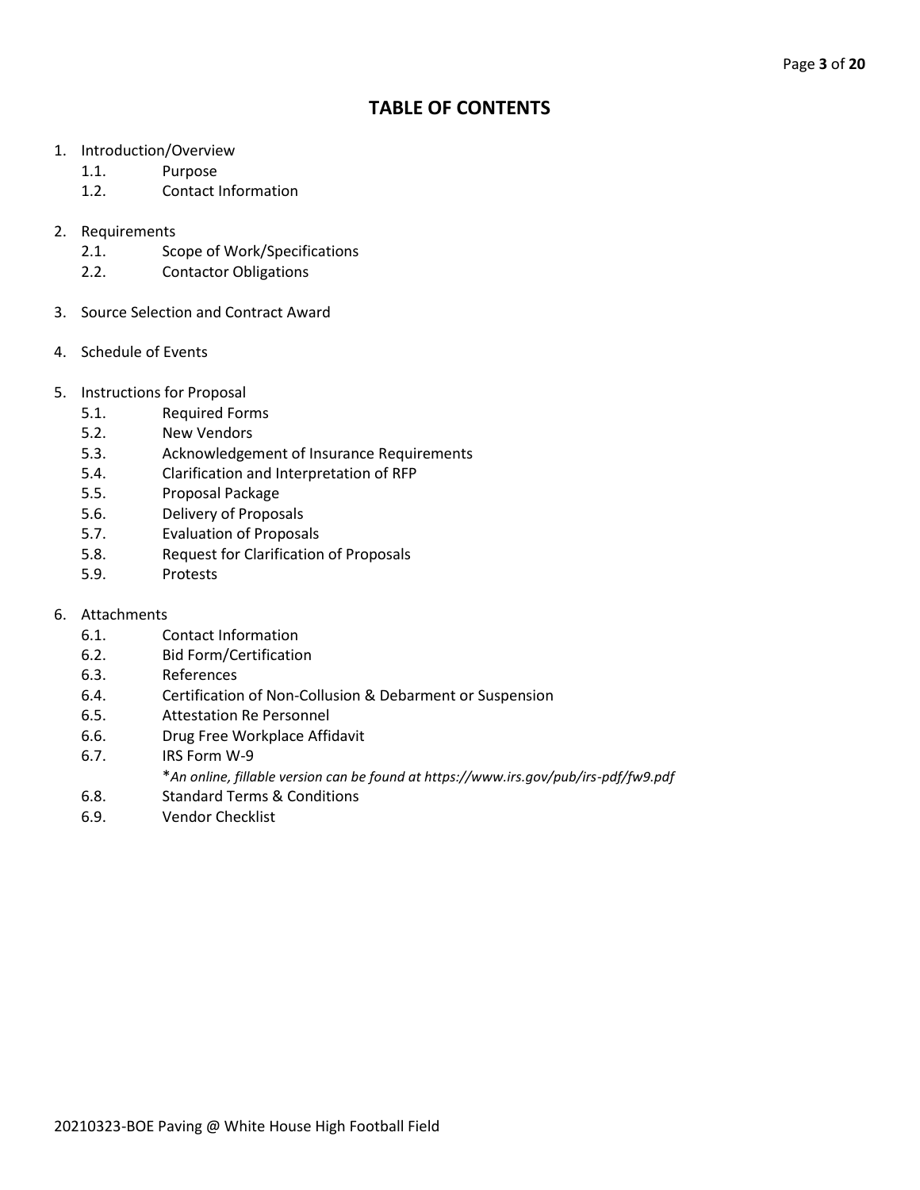# TABLE OF CONTENTS

1. Introduction/Overview
   - 1.1. Purpose
   - 1.2. Contact Information

2. Requirements
   - 2.1. Scope of Work/Specifications
   - 2.2. Contactor Obligations

3. Source Selection and Contract Award

4. Schedule of Events

5. Instructions for Proposal
   - 5.1. Required Forms
   - 5.2. New Vendors
   - 5.3. Acknowledgement of Insurance Requirements
   - 5.4. Clarification and Interpretation of RFP
   - 5.5. Proposal Package
   - 5.6. Delivery of Proposals
   - 5.7. Evaluation of Proposals
   - 5.8. Request for Clarification of Proposals
   - 5.9. Protests

6. Attachments
   - 6.1. Contact Information
   - 6.2. Bid Form/Certification
   - 6.3. References
   - 6.4. Certification of Non-Collusion & Debarment or Suspension
   - 6.5. Attestation Re Personnel
   - 6.6. Drug Free Workplace Affidavit
   - 6.7. IRS Form W-9
     *\*An online, fillable version can be found at https://www.irs.gov/pub/irs-pdf/fw9.pdf*
   - 6.8. Standard Terms & Conditions
   - 6.9. Vendor Checklist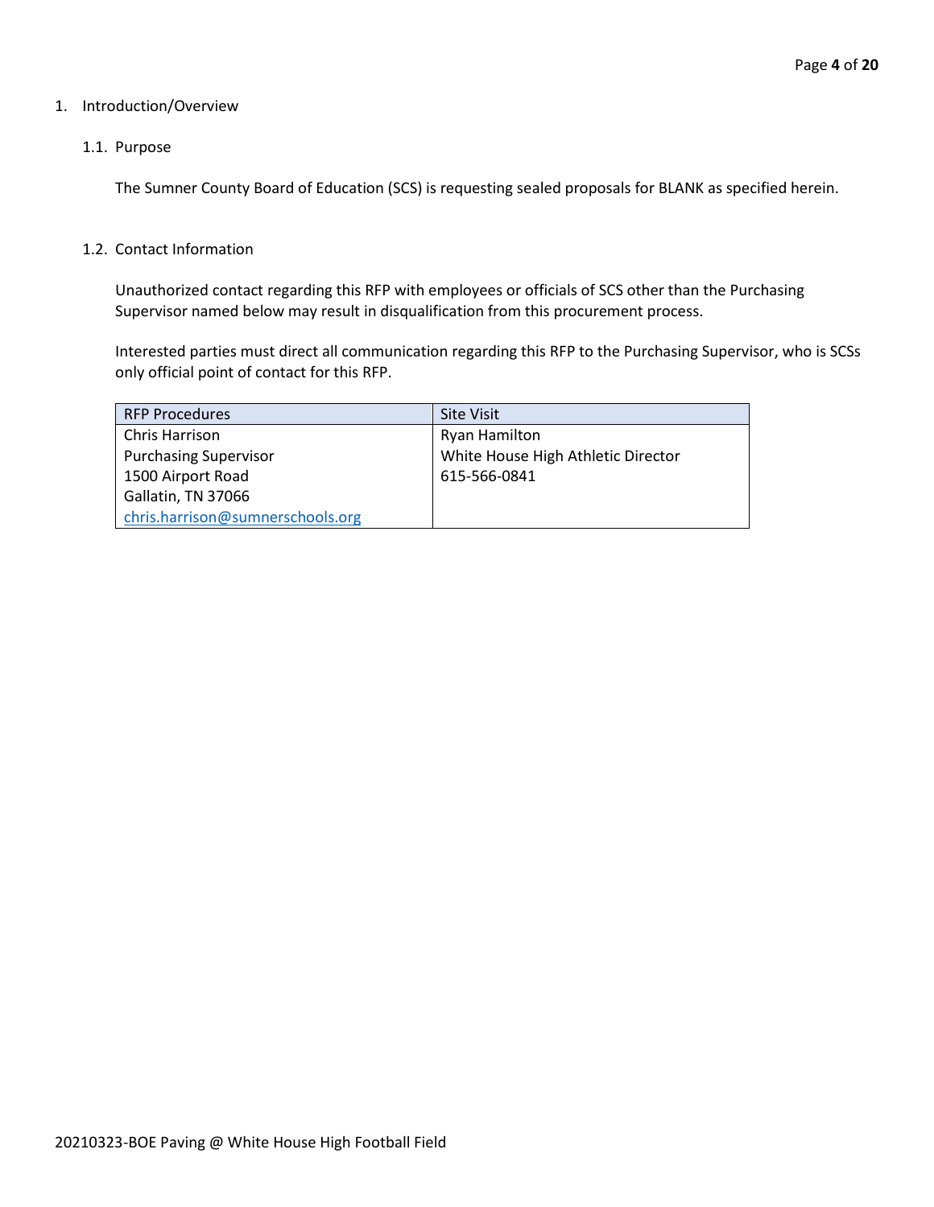# 1. Introduction/Overview

## 1.1. Purpose

The Sumner County Board of Education (SCS) is requesting sealed proposals for BLANK as specified herein.

## 1.2. Contact Information

Unauthorized contact regarding this RFP with employees or officials of SCS other than the Purchasing Supervisor named below may result in disqualification from this procurement process.

Interested parties must direct all communication regarding this RFP to the Purchasing Supervisor, who is SCSs only official point of contact for this RFP.

| RFP Procedures | Site Visit |
|---|---|
| Chris Harrison<br>Purchasing Supervisor<br>1500 Airport Road<br>Gallatin, TN 37066<br>chris.harrison@sumnerschools.org | Ryan Hamilton<br>White House High Athletic Director<br>615-566-0841 |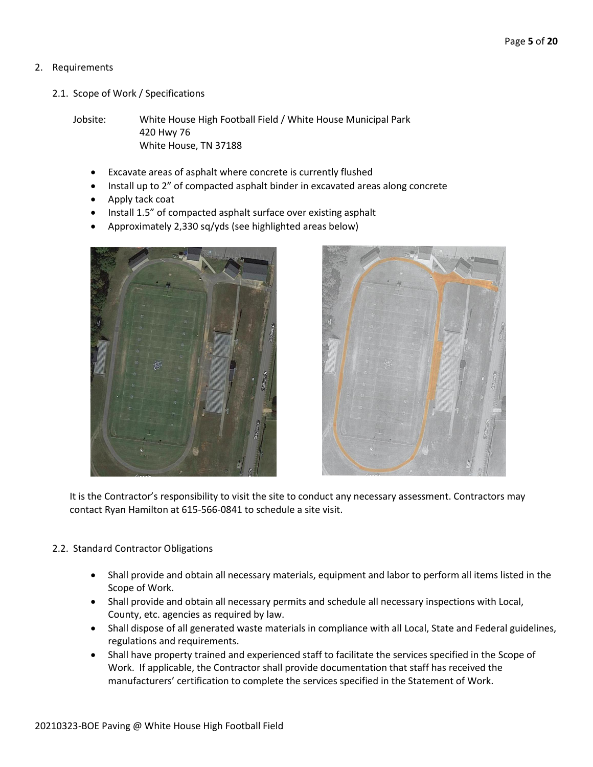## 2. Requirements

### 2.1. Scope of Work / Specifications

Jobsite: White House High Football Field / White House Municipal Park
420 Hwy 76
White House, TN 37188

- Excavate areas of asphalt where concrete is currently flushed
- Install up to 2" of compacted asphalt binder in excavated areas along concrete
- Apply tack coat
- Install 1.5" of compacted asphalt surface over existing asphalt
- Approximately 2,330 sq/yds (see highlighted areas below)

It is the Contractor's responsibility to visit the site to conduct any necessary assessment. Contractors may contact Ryan Hamilton at 615-566-0841 to schedule a site visit.

### 2.2. Standard Contractor Obligations

- Shall provide and obtain all necessary materials, equipment and labor to perform all items listed in the Scope of Work.
- Shall provide and obtain all necessary permits and schedule all necessary inspections with Local, County, etc. agencies as required by law.
- Shall dispose of all generated waste materials in compliance with all Local, State and Federal guidelines, regulations and requirements.
- Shall have property trained and experienced staff to facilitate the services specified in the Scope of Work. If applicable, the Contractor shall provide documentation that staff has received the manufacturers' certification to complete the services specified in the Statement of Work.

20210323-BOE Paving @ White House High Football Field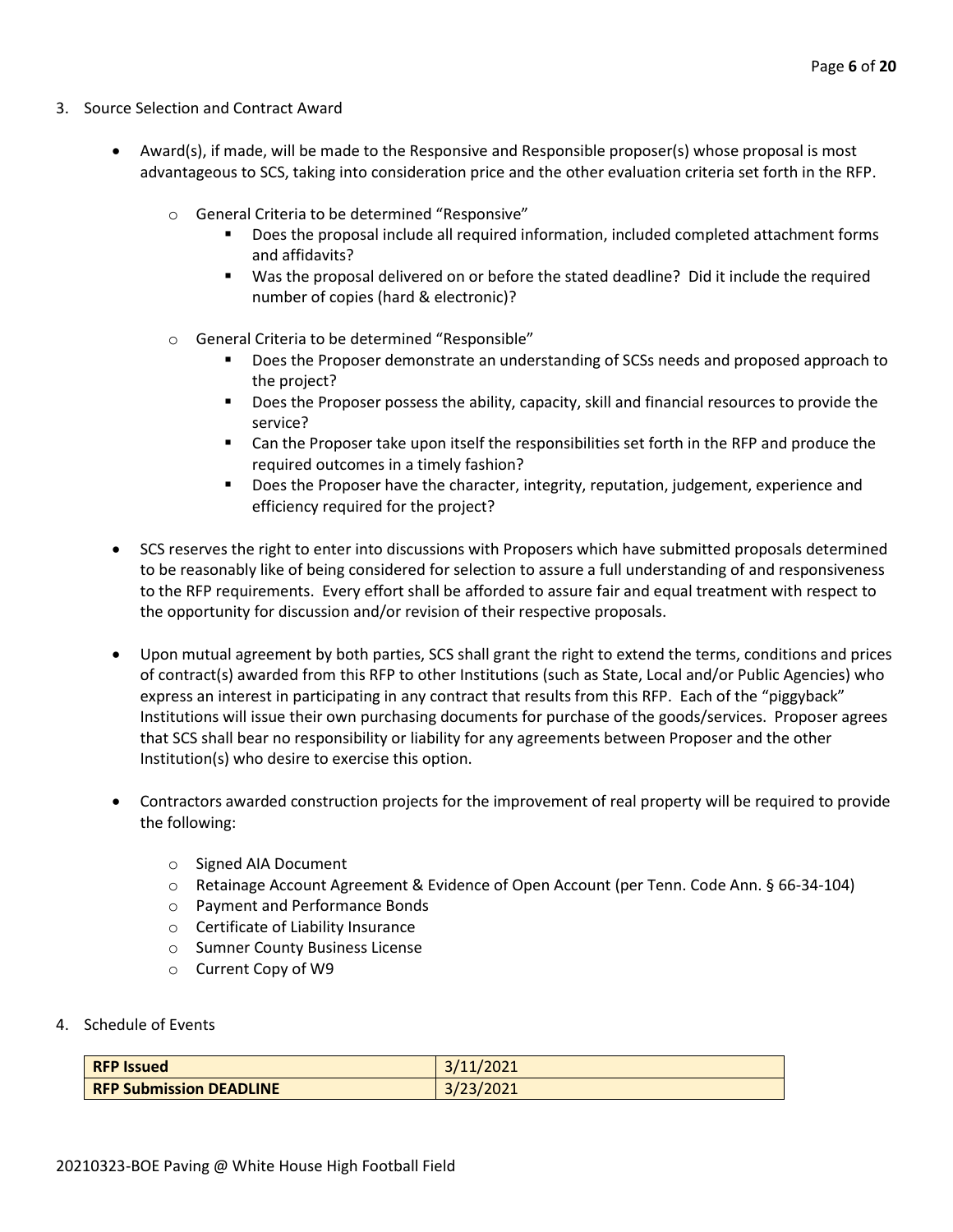3. Source Selection and Contract Award

- Award(s), if made, will be made to the Responsive and Responsible proposer(s) whose proposal is most advantageous to SCS, taking into consideration price and the other evaluation criteria set forth in the RFP.
    - General Criteria to be determined "Responsive"
        - Does the proposal include all required information, included completed attachment forms and affidavits?
        - Was the proposal delivered on or before the stated deadline? Did it include the required number of copies (hard & electronic)?
    - General Criteria to be determined "Responsible"
        - Does the Proposer demonstrate an understanding of SCSs needs and proposed approach to the project?
        - Does the Proposer possess the ability, capacity, skill and financial resources to provide the service?
        - Can the Proposer take upon itself the responsibilities set forth in the RFP and produce the required outcomes in a timely fashion?
        - Does the Proposer have the character, integrity, reputation, judgement, experience and efficiency required for the project?
- SCS reserves the right to enter into discussions with Proposers which have submitted proposals determined to be reasonably like of being considered for selection to assure a full understanding of and responsiveness to the RFP requirements. Every effort shall be afforded to assure fair and equal treatment with respect to the opportunity for discussion and/or revision of their respective proposals.
- Upon mutual agreement by both parties, SCS shall grant the right to extend the terms, conditions and prices of contract(s) awarded from this RFP to other Institutions (such as State, Local and/or Public Agencies) who express an interest in participating in any contract that results from this RFP. Each of the "piggyback" Institutions will issue their own purchasing documents for purchase of the goods/services. Proposer agrees that SCS shall bear no responsibility or liability for any agreements between Proposer and the other Institution(s) who desire to exercise this option.
- Contractors awarded construction projects for the improvement of real property will be required to provide the following:
    - Signed AIA Document
    - Retainage Account Agreement & Evidence of Open Account (per Tenn. Code Ann. § 66-34-104)
    - Payment and Performance Bonds
    - Certificate of Liability Insurance
    - Sumner County Business License
    - Current Copy of W9

4. Schedule of Events

| **RFP Issued** | 3/11/2021 |
|---|---|
| **RFP Submission DEADLINE** | 3/23/2021 |

20210323-BOE Paving @ White House High Football Field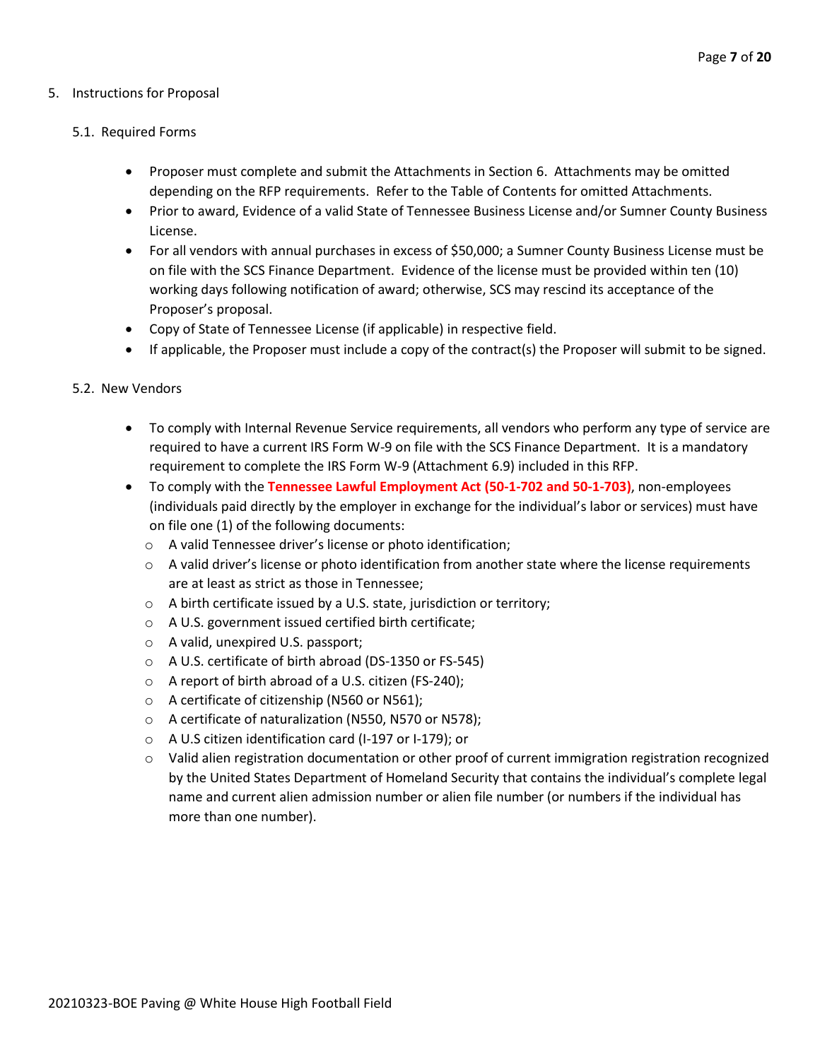## 5. Instructions for Proposal

### 5.1. Required Forms

- Proposer must complete and submit the Attachments in Section 6. Attachments may be omitted depending on the RFP requirements. Refer to the Table of Contents for omitted Attachments.
- Prior to award, Evidence of a valid State of Tennessee Business License and/or Sumner County Business License.
- For all vendors with annual purchases in excess of $50,000; a Sumner County Business License must be on file with the SCS Finance Department. Evidence of the license must be provided within ten (10) working days following notification of award; otherwise, SCS may rescind its acceptance of the Proposer's proposal.
- Copy of State of Tennessee License (if applicable) in respective field.
- If applicable, the Proposer must include a copy of the contract(s) the Proposer will submit to be signed.

### 5.2. New Vendors

- To comply with Internal Revenue Service requirements, all vendors who perform any type of service are required to have a current IRS Form W-9 on file with the SCS Finance Department. It is a mandatory requirement to complete the IRS Form W-9 (Attachment 6.9) included in this RFP.
- To comply with the **Tennessee Lawful Employment Act (50-1-702 and 50-1-703)**, non-employees (individuals paid directly by the employer in exchange for the individual's labor or services) must have on file one (1) of the following documents:
  - A valid Tennessee driver's license or photo identification;
  - A valid driver's license or photo identification from another state where the license requirements are at least as strict as those in Tennessee;
  - A birth certificate issued by a U.S. state, jurisdiction or territory;
  - A U.S. government issued certified birth certificate;
  - A valid, unexpired U.S. passport;
  - A U.S. certificate of birth abroad (DS-1350 or FS-545)
  - A report of birth abroad of a U.S. citizen (FS-240);
  - A certificate of citizenship (N560 or N561);
  - A certificate of naturalization (N550, N570 or N578);
  - A U.S citizen identification card (I-197 or I-179); or
  - Valid alien registration documentation or other proof of current immigration registration recognized by the United States Department of Homeland Security that contains the individual's complete legal name and current alien admission number or alien file number (or numbers if the individual has more than one number).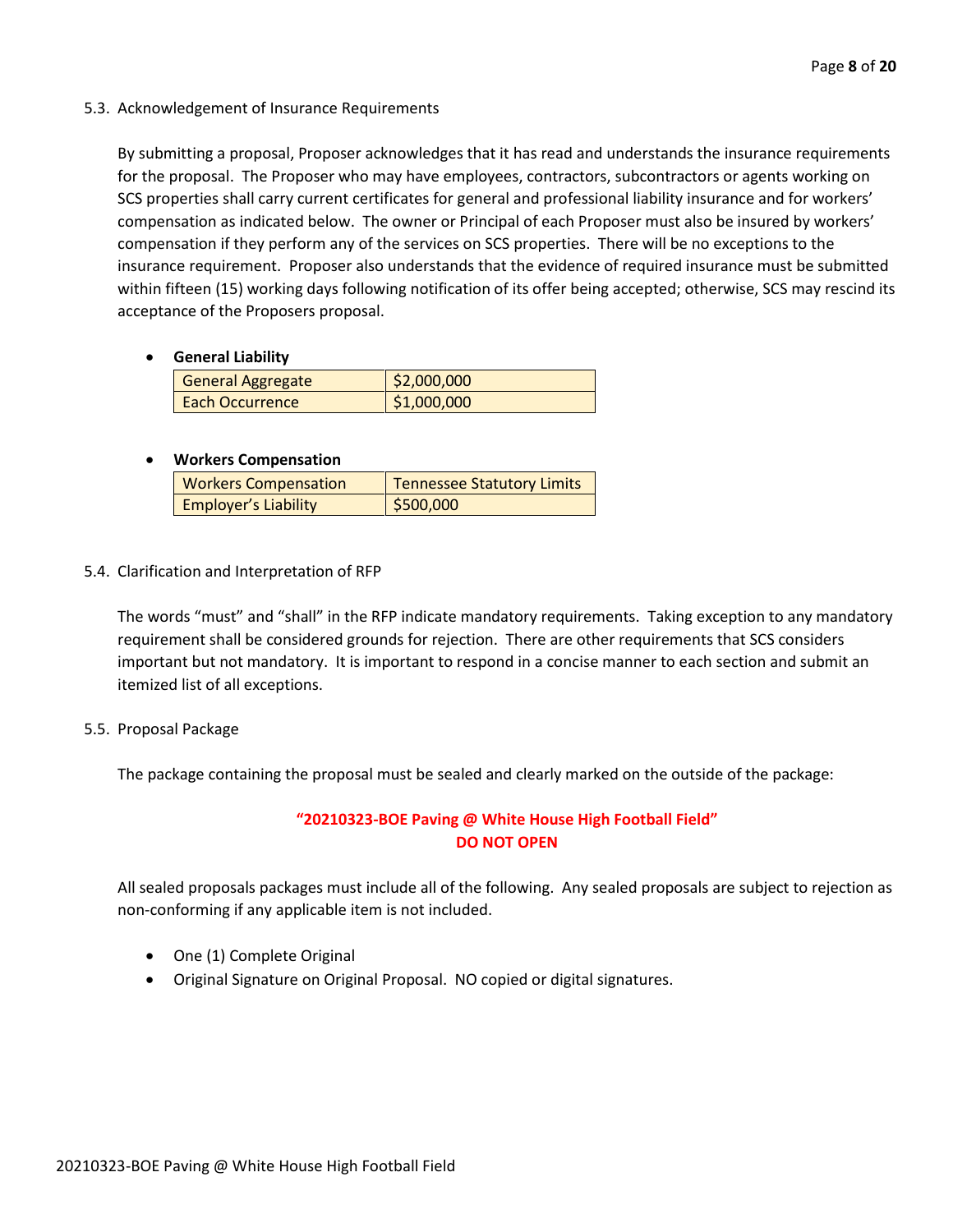### 5.3. Acknowledgement of Insurance Requirements

By submitting a proposal, Proposer acknowledges that it has read and understands the insurance requirements for the proposal. The Proposer who may have employees, contractors, subcontractors or agents working on SCS properties shall carry current certificates for general and professional liability insurance and for workers' compensation as indicated below. The owner or Principal of each Proposer must also be insured by workers' compensation if they perform any of the services on SCS properties. There will be no exceptions to the insurance requirement. Proposer also understands that the evidence of required insurance must be submitted within fifteen (15) working days following notification of its offer being accepted; otherwise, SCS may rescind its acceptance of the Proposers proposal.

- **General Liability**

| General Aggregate | $2,000,000 |
|---|---|
| Each Occurrence | $1,000,000 |

- **Workers Compensation**

| Workers Compensation | Tennessee Statutory Limits |
|---|---|
| Employer's Liability | $500,000 |

### 5.4. Clarification and Interpretation of RFP

The words "must" and "shall" in the RFP indicate mandatory requirements. Taking exception to any mandatory requirement shall be considered grounds for rejection. There are other requirements that SCS considers important but not mandatory. It is important to respond in a concise manner to each section and submit an itemized list of all exceptions.

### 5.5. Proposal Package

The package containing the proposal must be sealed and clearly marked on the outside of the package:

**"20210323-BOE Paving @ White House High Football Field"**
**DO NOT OPEN**

All sealed proposals packages must include all of the following. Any sealed proposals are subject to rejection as non-conforming if any applicable item is not included.

- One (1) Complete Original
- Original Signature on Original Proposal. NO copied or digital signatures.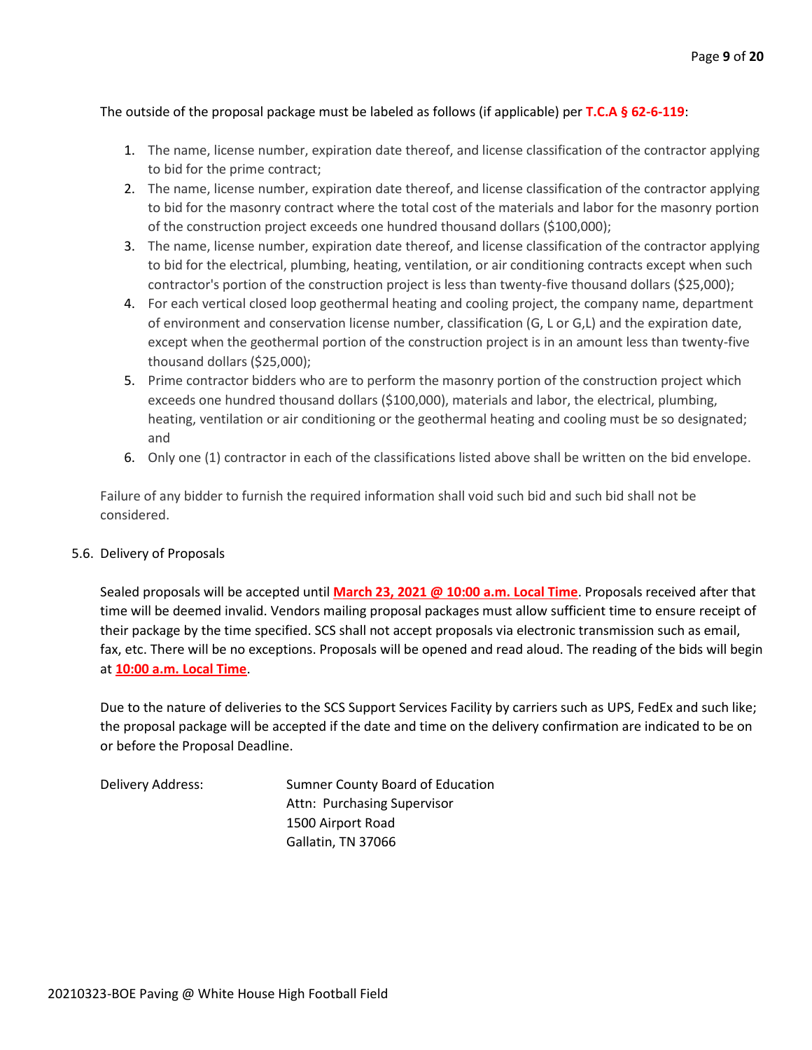The outside of the proposal package must be labeled as follows (if applicable) per **T.C.A § 62-6-119**:

1. The name, license number, expiration date thereof, and license classification of the contractor applying to bid for the prime contract;
2. The name, license number, expiration date thereof, and license classification of the contractor applying to bid for the masonry contract where the total cost of the materials and labor for the masonry portion of the construction project exceeds one hundred thousand dollars ($100,000);
3. The name, license number, expiration date thereof, and license classification of the contractor applying to bid for the electrical, plumbing, heating, ventilation, or air conditioning contracts except when such contractor's portion of the construction project is less than twenty-five thousand dollars ($25,000);
4. For each vertical closed loop geothermal heating and cooling project, the company name, department of environment and conservation license number, classification (G, L or G,L) and the expiration date, except when the geothermal portion of the construction project is in an amount less than twenty-five thousand dollars ($25,000);
5. Prime contractor bidders who are to perform the masonry portion of the construction project which exceeds one hundred thousand dollars ($100,000), materials and labor, the electrical, plumbing, heating, ventilation or air conditioning or the geothermal heating and cooling must be so designated; and
6. Only one (1) contractor in each of the classifications listed above shall be written on the bid envelope.

Failure of any bidder to furnish the required information shall void such bid and such bid shall not be considered.

5.6. Delivery of Proposals

Sealed proposals will be accepted until **March 23, 2021 @ 10:00 a.m. Local Time**. Proposals received after that time will be deemed invalid. Vendors mailing proposal packages must allow sufficient time to ensure receipt of their package by the time specified. SCS shall not accept proposals via electronic transmission such as email, fax, etc. There will be no exceptions. Proposals will be opened and read aloud. The reading of the bids will begin at **10:00 a.m. Local Time**.

Due to the nature of deliveries to the SCS Support Services Facility by carriers such as UPS, FedEx and such like; the proposal package will be accepted if the date and time on the delivery confirmation are indicated to be on or before the Proposal Deadline.

Delivery Address:

Sumner County Board of Education
Attn: Purchasing Supervisor
1500 Airport Road
Gallatin, TN 37066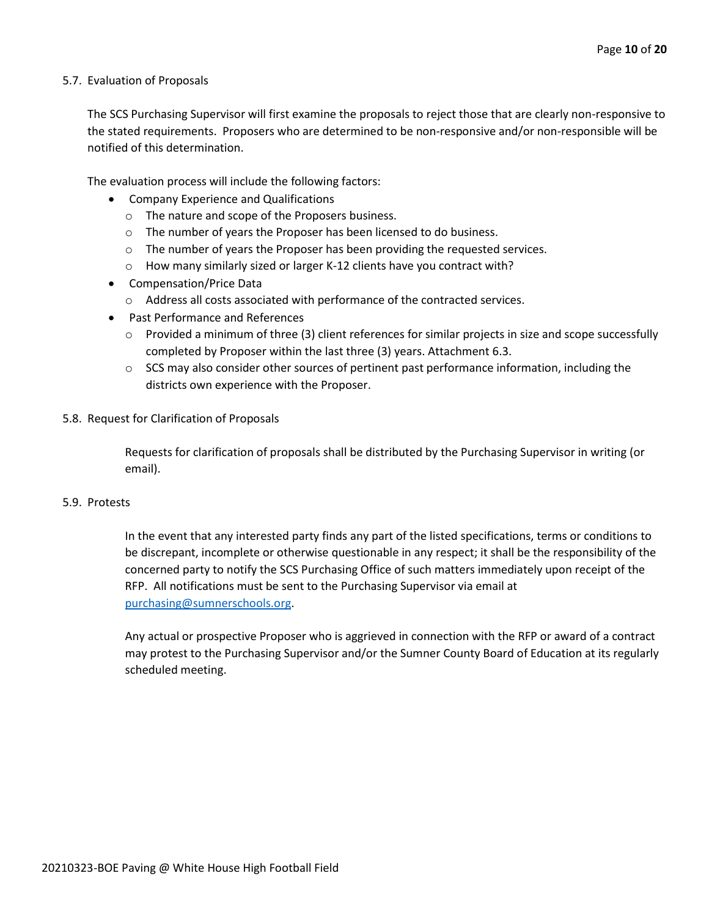5.7. Evaluation of Proposals

The SCS Purchasing Supervisor will first examine the proposals to reject those that are clearly non-responsive to the stated requirements. Proposers who are determined to be non-responsive and/or non-responsible will be notified of this determination.

The evaluation process will include the following factors:

- Company Experience and Qualifications
  - The nature and scope of the Proposers business.
  - The number of years the Proposer has been licensed to do business.
  - The number of years the Proposer has been providing the requested services.
  - How many similarly sized or larger K-12 clients have you contract with?
- Compensation/Price Data
  - Address all costs associated with performance of the contracted services.
- Past Performance and References
  - Provided a minimum of three (3) client references for similar projects in size and scope successfully completed by Proposer within the last three (3) years. Attachment 6.3.
  - SCS may also consider other sources of pertinent past performance information, including the districts own experience with the Proposer.

5.8. Request for Clarification of Proposals

Requests for clarification of proposals shall be distributed by the Purchasing Supervisor in writing (or email).

5.9. Protests

In the event that any interested party finds any part of the listed specifications, terms or conditions to be discrepant, incomplete or otherwise questionable in any respect; it shall be the responsibility of the concerned party to notify the SCS Purchasing Office of such matters immediately upon receipt of the RFP. All notifications must be sent to the Purchasing Supervisor via email at purchasing@sumnerschools.org.

Any actual or prospective Proposer who is aggrieved in connection with the RFP or award of a contract may protest to the Purchasing Supervisor and/or the Sumner County Board of Education at its regularly scheduled meeting.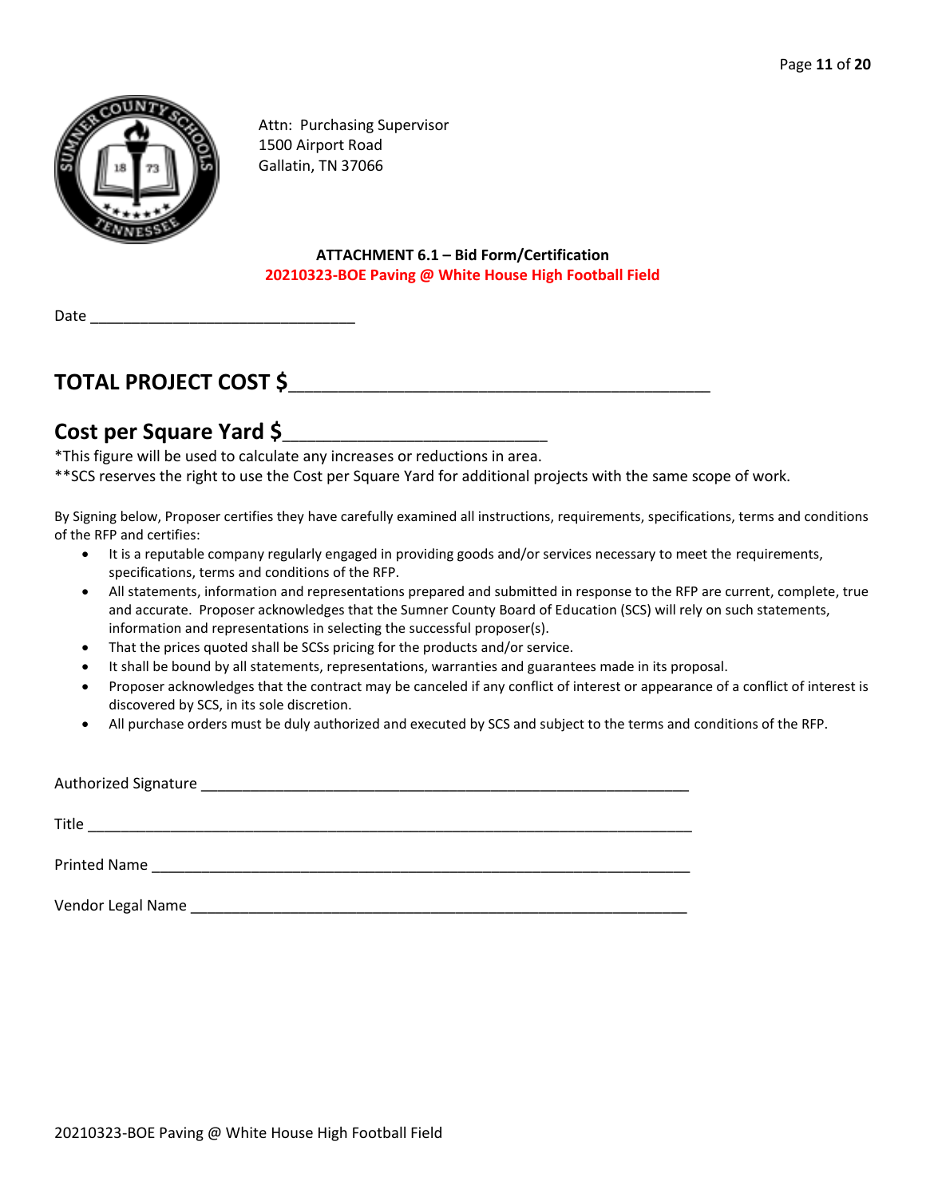Attn: Purchasing Supervisor
1500 Airport Road
Gallatin, TN 37066

**ATTACHMENT 6.1 – Bid Form/Certification**
**20210323-BOE Paving @ White House High Football Field**

Date ______________________________

## TOTAL PROJECT COST $________________________________________

## Cost per Square Yard $_________________________

*This figure will be used to calculate any increases or reductions in area.
**SCS reserves the right to use the Cost per Square Yard for additional projects with the same scope of work.

By Signing below, Proposer certifies they have carefully examined all instructions, requirements, specifications, terms and conditions of the RFP and certifies:

- It is a reputable company regularly engaged in providing goods and/or services necessary to meet the requirements, specifications, terms and conditions of the RFP.
- All statements, information and representations prepared and submitted in response to the RFP are current, complete, true and accurate. Proposer acknowledges that the Sumner County Board of Education (SCS) will rely on such statements, information and representations in selecting the successful proposer(s).
- That the prices quoted shall be SCSs pricing for the products and/or service.
- It shall be bound by all statements, representations, warranties and guarantees made in its proposal.
- Proposer acknowledges that the contract may be canceled if any conflict of interest or appearance of a conflict of interest is discovered by SCS, in its sole discretion.
- All purchase orders must be duly authorized and executed by SCS and subject to the terms and conditions of the RFP.

Authorized Signature _______________________________________________________

Title ______________________________________________________________________

Printed Name _______________________________________________________________

Vendor Legal Name __________________________________________________________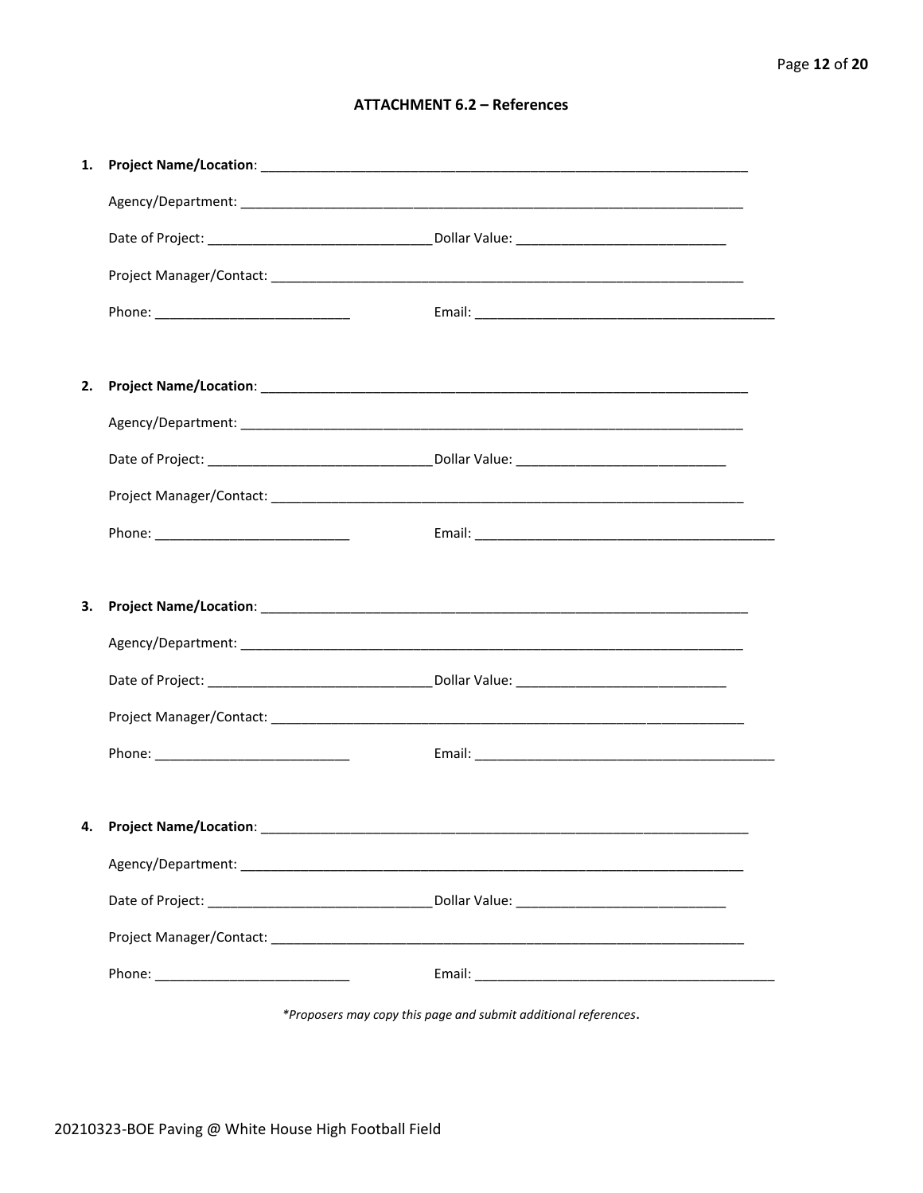## ATTACHMENT 6.2 – References

1. **Project Name/Location**: ___________________________________________

   Agency/Department: ___________________________________________

   Date of Project: ____________________ Dollar Value: ____________________

   Project Manager/Contact: ___________________________________________

   Phone: ____________________ Email: ___________________________

2. **Project Name/Location**: ___________________________________________

   Agency/Department: ___________________________________________

   Date of Project: ____________________ Dollar Value: ____________________

   Project Manager/Contact: ___________________________________________

   Phone: ____________________ Email: ___________________________

3. **Project Name/Location**: ___________________________________________

   Agency/Department: ___________________________________________

   Date of Project: ____________________ Dollar Value: ____________________

   Project Manager/Contact: ___________________________________________

   Phone: ____________________ Email: ___________________________

4. **Project Name/Location**: ___________________________________________

   Agency/Department: ___________________________________________

   Date of Project: ____________________ Dollar Value: ____________________

   Project Manager/Contact: ___________________________________________

   Phone: ____________________ Email: ___________________________

*\*Proposers may copy this page and submit additional references.*

20210323-BOE Paving @ White House High Football Field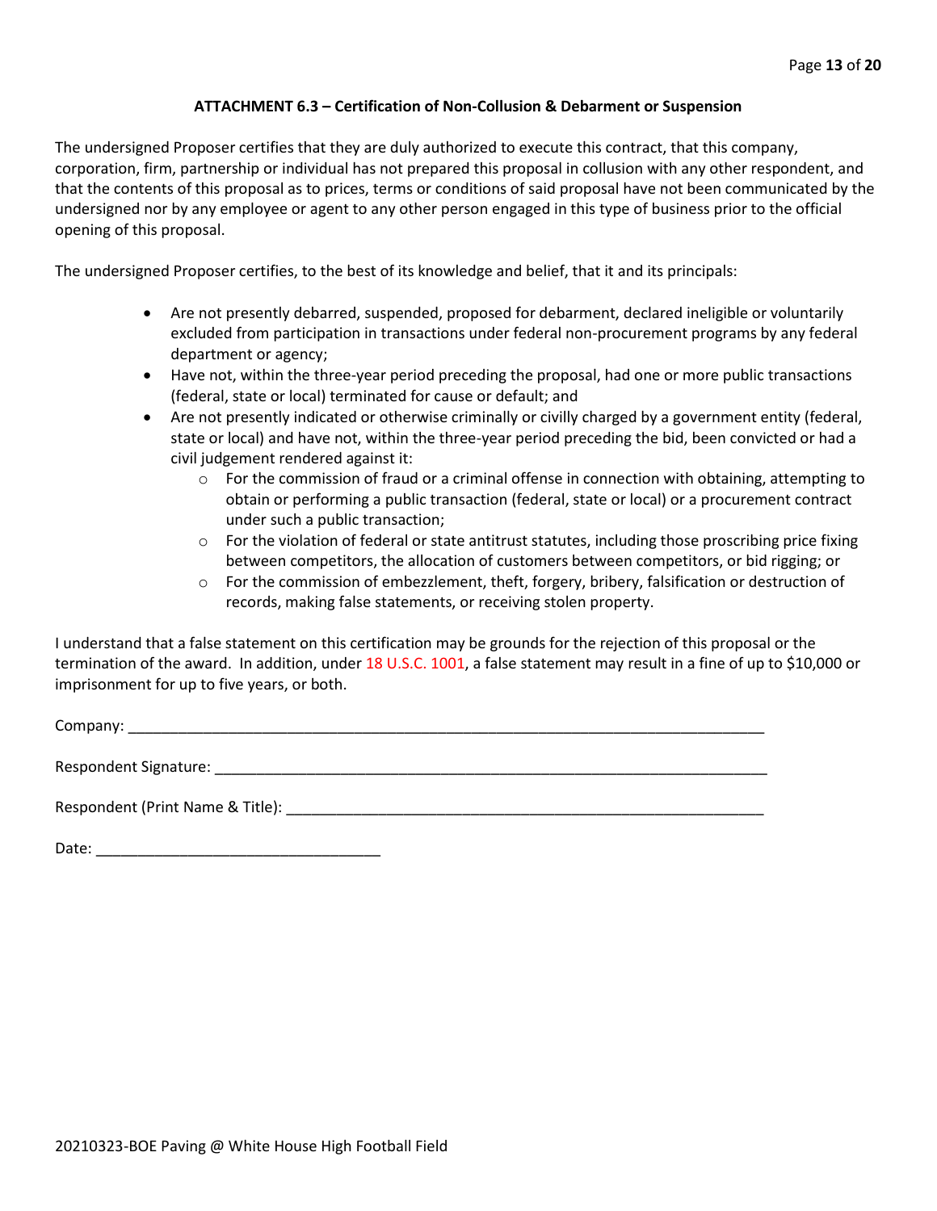### ATTACHMENT 6.3 – Certification of Non-Collusion & Debarment or Suspension

The undersigned Proposer certifies that they are duly authorized to execute this contract, that this company, corporation, firm, partnership or individual has not prepared this proposal in collusion with any other respondent, and that the contents of this proposal as to prices, terms or conditions of said proposal have not been communicated by the undersigned nor by any employee or agent to any other person engaged in this type of business prior to the official opening of this proposal.

The undersigned Proposer certifies, to the best of its knowledge and belief, that it and its principals:

- Are not presently debarred, suspended, proposed for debarment, declared ineligible or voluntarily excluded from participation in transactions under federal non-procurement programs by any federal department or agency;
- Have not, within the three-year period preceding the proposal, had one or more public transactions (federal, state or local) terminated for cause or default; and
- Are not presently indicated or otherwise criminally or civilly charged by a government entity (federal, state or local) and have not, within the three-year period preceding the bid, been convicted or had a civil judgement rendered against it:
  - For the commission of fraud or a criminal offense in connection with obtaining, attempting to obtain or performing a public transaction (federal, state or local) or a procurement contract under such a public transaction;
  - For the violation of federal or state antitrust statutes, including those proscribing price fixing between competitors, the allocation of customers between competitors, or bid rigging; or
  - For the commission of embezzlement, theft, forgery, bribery, falsification or destruction of records, making false statements, or receiving stolen property.

I understand that a false statement on this certification may be grounds for the rejection of this proposal or the termination of the award. In addition, under 18 U.S.C. 1001, a false statement may result in a fine of up to $10,000 or imprisonment for up to five years, or both.

Company: ______________________________________________________________________________

Respondent Signature: __________________________________________________________________

Respondent (Print Name & Title): _________________________________________________________

Date: __________________________________

20210323-BOE Paving @ White House High Football Field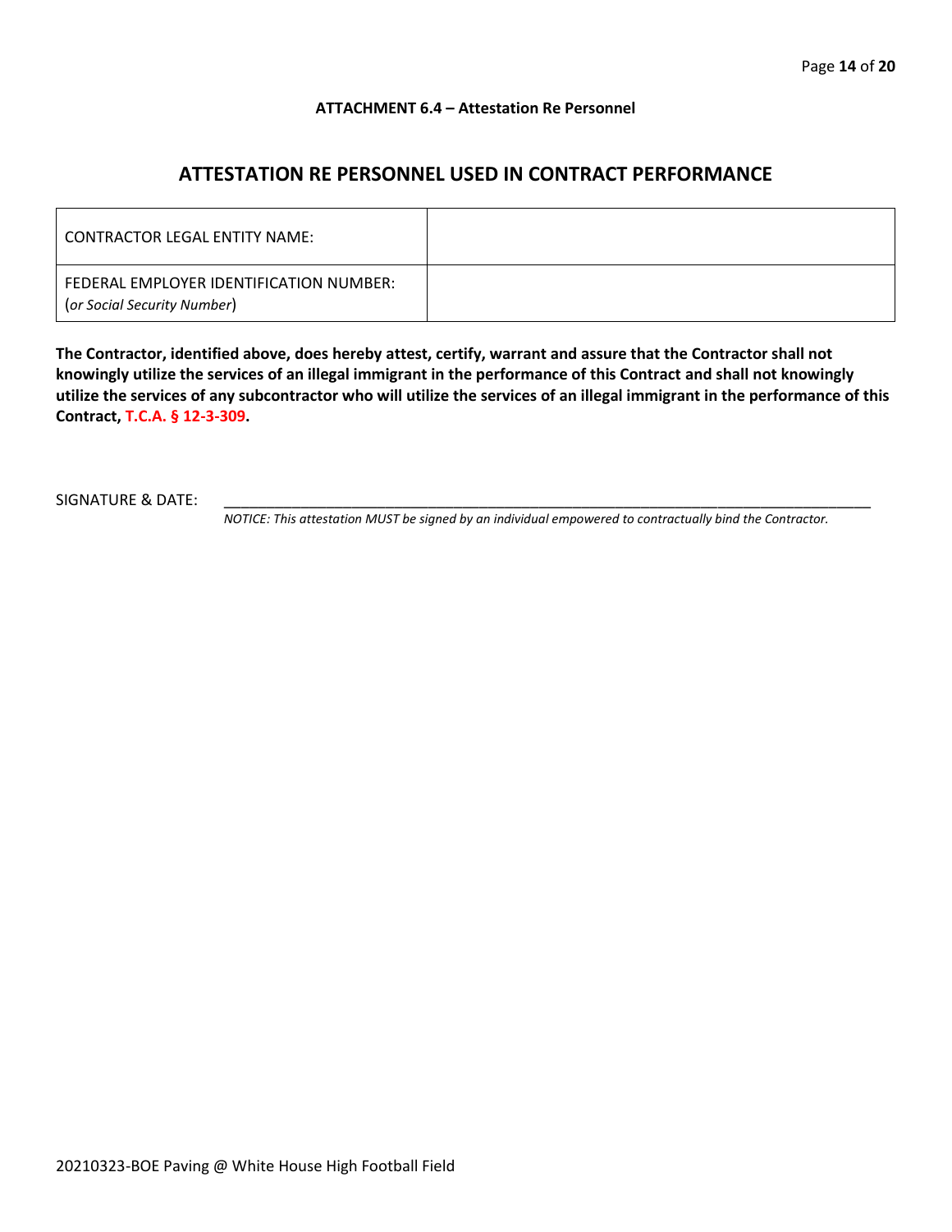**ATTACHMENT 6.4 – Attestation Re Personnel**

## ATTESTATION RE PERSONNEL USED IN CONTRACT PERFORMANCE

| CONTRACTOR LEGAL ENTITY NAME: | |
|---|---|
| FEDERAL EMPLOYER IDENTIFICATION NUMBER: (*or Social Security Number*) | |

**The Contractor, identified above, does hereby attest, certify, warrant and assure that the Contractor shall not knowingly utilize the services of an illegal immigrant in the performance of this Contract and shall not knowingly utilize the services of any subcontractor who will utilize the services of an illegal immigrant in the performance of this Contract, T.C.A. § 12-3-309.**

SIGNATURE & DATE: ______________________________________________________________

*NOTICE: This attestation MUST be signed by an individual empowered to contractually bind the Contractor.*

20210323-BOE Paving @ White House High Football Field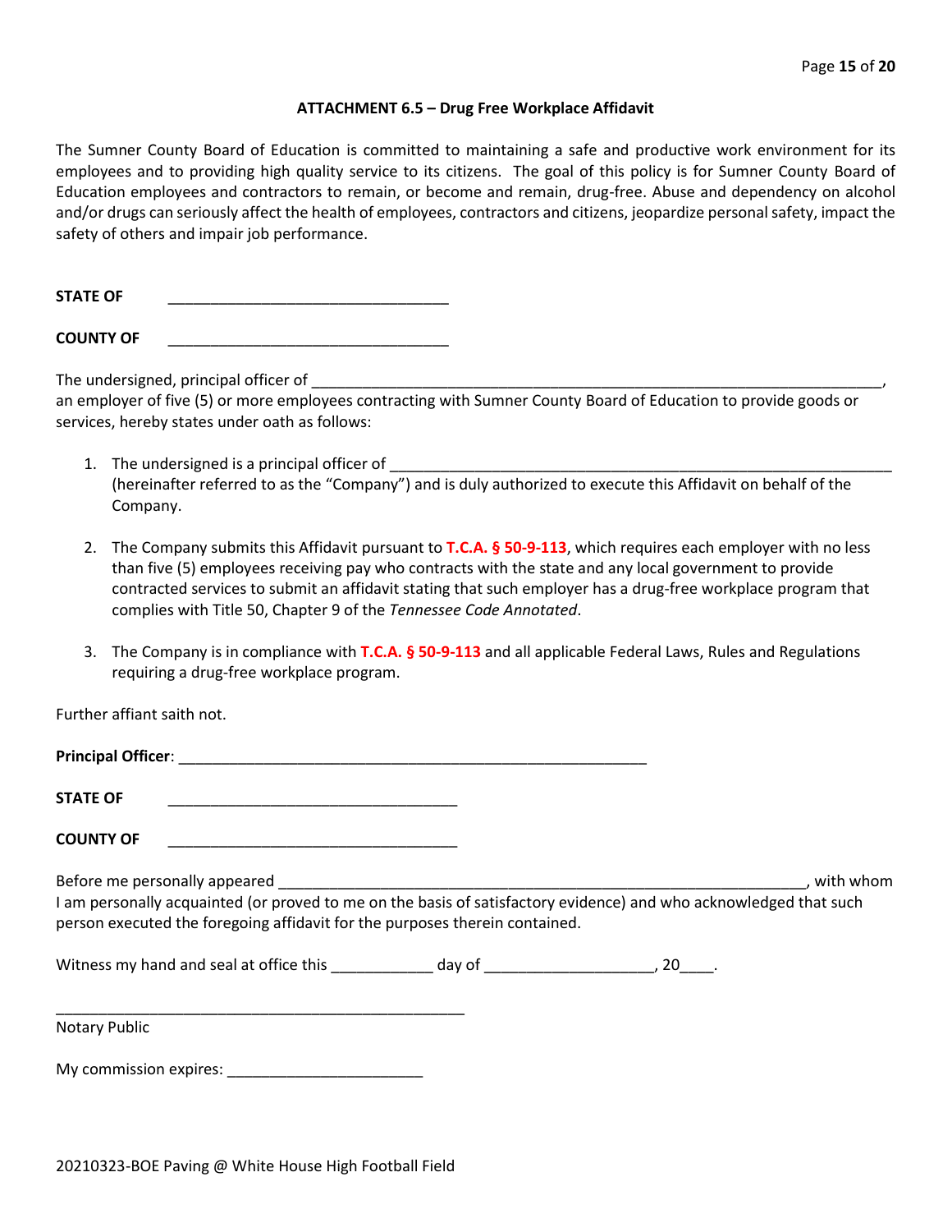### ATTACHMENT 6.5 – Drug Free Workplace Affidavit

The Sumner County Board of Education is committed to maintaining a safe and productive work environment for its employees and to providing high quality service to its citizens. The goal of this policy is for Sumner County Board of Education employees and contractors to remain, or become and remain, drug-free. Abuse and dependency on alcohol and/or drugs can seriously affect the health of employees, contractors and citizens, jeopardize personal safety, impact the safety of others and impair job performance.

**STATE OF** ________________________________

**COUNTY OF** ________________________________

The undersigned, principal officer of ____________________________________________________________________, an employer of five (5) or more employees contracting with Sumner County Board of Education to provide goods or services, hereby states under oath as follows:

1. The undersigned is a principal officer of ___________________________________________________________ (hereinafter referred to as the "Company") and is duly authorized to execute this Affidavit on behalf of the Company.

2. The Company submits this Affidavit pursuant to **T.C.A. § 50-9-113**, which requires each employer with no less than five (5) employees receiving pay who contracts with the state and any local government to provide contracted services to submit an affidavit stating that such employer has a drug-free workplace program that complies with Title 50, Chapter 9 of the *Tennessee Code Annotated*.

3. The Company is in compliance with **T.C.A. § 50-9-113** and all applicable Federal Laws, Rules and Regulations requiring a drug-free workplace program.

Further affiant saith not.

**Principal Officer**: ______________________________________________________

**STATE OF** __________________________________

**COUNTY OF** __________________________________

Before me personally appeared ______________________________________________________________, with whom I am personally acquainted (or proved to me on the basis of satisfactory evidence) and who acknowledged that such person executed the foregoing affidavit for the purposes therein contained.

Witness my hand and seal at office this ____________ day of ___________________, 20____.

________________________________________________
Notary Public

My commission expires: _______________________

20210323-BOE Paving @ White House High Football Field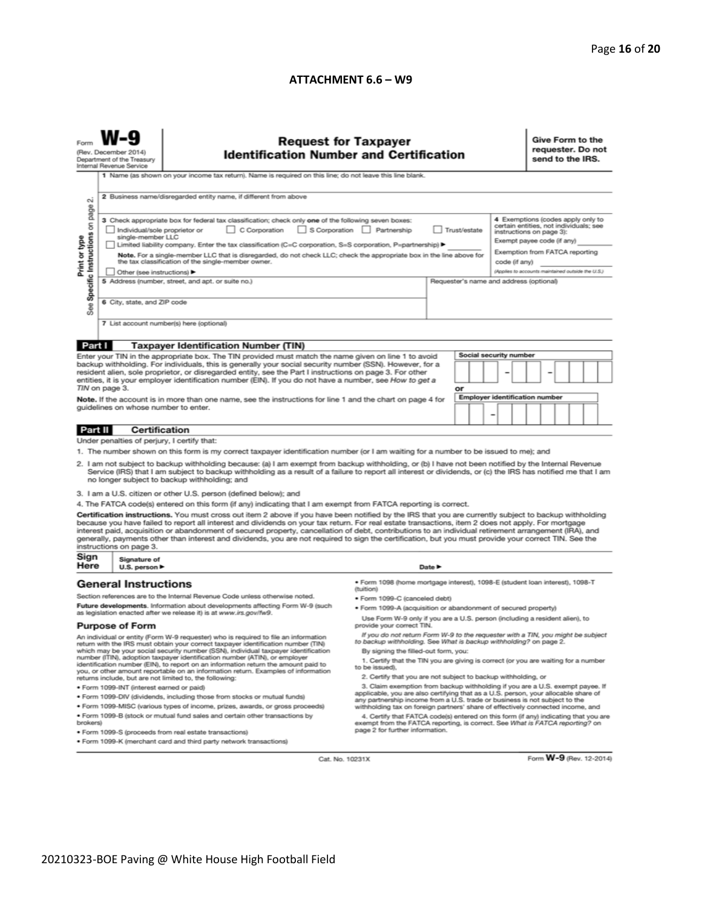**ATTACHMENT 6.6 – W9**

Form **W-9**
(Rev. December 2014)
Department of the Treasury
Internal Revenue Service

# Request for Taxpayer Identification Number and Certification

**Give Form to the requester. Do not send to the IRS.**

Print or type
See Specific Instructions on page 2.

1 Name (as shown on your income tax return). Name is required on this line; do not leave this line blank.

2 Business name/disregarded entity name, if different from above

3 Check appropriate box for federal tax classification; check only **one** of the following seven boxes:
☐ Individual/sole proprietor or single-member LLC ☐ C Corporation ☐ S Corporation ☐ Partnership ☐ Trust/estate
☐ Limited liability company. Enter the tax classification (C=C corporation, S=S corporation, P=partnership) ▶ ________
**Note.** For a single-member LLC that is disregarded, do not check LLC; check the appropriate box in the line above for the tax classification of the single-member owner.
☐ Other (see instructions) ▶

4 Exemptions (codes apply only to certain entities, not individuals; see instructions on page 3):
Exempt payee code (if any) ________
Exemption from FATCA reporting code (if any) ________
*(Applies to accounts maintained outside the U.S.)*

5 Address (number, street, and apt. or suite no.)

Requester's name and address (optional)

6 City, state, and ZIP code

7 List account number(s) here (optional)

## Part I Taxpayer Identification Number (TIN)

Enter your TIN in the appropriate box. The TIN provided must match the name given on line 1 to avoid backup withholding. For individuals, this is generally your social security number (SSN). However, for a resident alien, sole proprietor, or disregarded entity, see the Part I instructions on page 3. For other entities, it is your employer identification number (EIN). If you do not have a number, see *How to get a TIN* on page 3.

**Note.** If the account is in more than one name, see the instructions for line 1 and the chart on page 4 for guidelines on whose number to enter.

**Social security number**
☐☐☐ – ☐☐ – ☐☐☐☐

**or**

**Employer identification number**
☐☐ – ☐☐☐☐☐☐☐

## Part II Certification

Under penalties of perjury, I certify that:

1. The number shown on this form is my correct taxpayer identification number (or I am waiting for a number to be issued to me); and
2. I am not subject to backup withholding because: (a) I am exempt from backup withholding, or (b) I have not been notified by the Internal Revenue Service (IRS) that I am subject to backup withholding as a result of a failure to report all interest or dividends, or (c) the IRS has notified me that I am no longer subject to backup withholding; and
3. I am a U.S. citizen or other U.S. person (defined below); and
4. The FATCA code(s) entered on this form (if any) indicating that I am exempt from FATCA reporting is correct.

**Certification instructions.** You must cross out item 2 above if you have been notified by the IRS that you are currently subject to backup withholding because you have failed to report all interest and dividends on your tax return. For real estate transactions, item 2 does not apply. For mortgage interest paid, acquisition or abandonment of secured property, cancellation of debt, contributions to an individual retirement arrangement (IRA), and generally, payments other than interest and dividends, you are not required to sign the certification, but you must provide your correct TIN. See the instructions on page 3.

**Sign Here** Signature of U.S. person ▶ Date ▶

## General Instructions

Section references are to the Internal Revenue Code unless otherwise noted.

**Future developments.** Information about developments affecting Form W-9 (such as legislation enacted after we release it) is at *www.irs.gov/fw9*.

### Purpose of Form

An individual or entity (Form W-9 requester) who is required to file an information return with the IRS must obtain your correct taxpayer identification number (TIN) which may be your social security number (SSN), individual taxpayer identification number (ITIN), adoption taxpayer identification number (ATIN), or employer identification number (EIN), to report on an information return the amount paid to you, or other amount reportable on an information return. Examples of information returns include, but are not limited to, the following:

- Form 1099-INT (interest earned or paid)
- Form 1099-DIV (dividends, including those from stocks or mutual funds)
- Form 1099-MISC (various types of income, prizes, awards, or gross proceeds)
- Form 1099-B (stock or mutual fund sales and certain other transactions by brokers)
- Form 1099-S (proceeds from real estate transactions)
- Form 1099-K (merchant card and third party network transactions)
- Form 1098 (home mortgage interest), 1098-E (student loan interest), 1098-T (tuition)
- Form 1099-C (canceled debt)
- Form 1099-A (acquisition or abandonment of secured property)

Use Form W-9 only if you are a U.S. person (including a resident alien), to provide your correct TIN.

*If you do not return Form W-9 to the requester with a TIN, you might be subject to backup withholding. See What is backup withholding? on page 2.*

By signing the filled-out form, you:

1. Certify that the TIN you are giving is correct (or you are waiting for a number to be issued),
2. Certify that you are not subject to backup withholding, or
3. Claim exemption from backup withholding if you are a U.S. exempt payee. If applicable, you are also certifying that as a U.S. person, your allocable share of any partnership income from a U.S. trade or business is not subject to the withholding tax on foreign partners' share of effectively connected income, and
4. Certify that FATCA code(s) entered on this form (if any) indicating that you are exempt from the FATCA reporting, is correct. See *What is FATCA reporting?* on page 2 for further information.

Cat. No. 10231X Form **W-9** (Rev. 12-2014)

20210323-BOE Paving @ White House High Football Field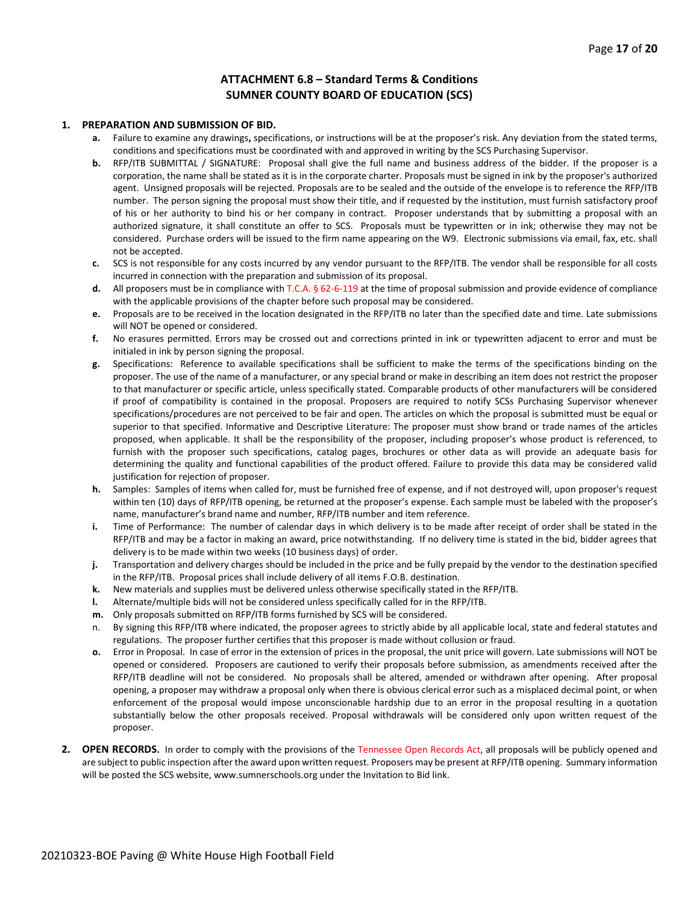## ATTACHMENT 6.8 – Standard Terms & Conditions
## SUMNER COUNTY BOARD OF EDUCATION (SCS)

1. **PREPARATION AND SUBMISSION OF BID.**
   - **a.** Failure to examine any drawings**,** specifications, or instructions will be at the proposer's risk. Any deviation from the stated terms, conditions and specifications must be coordinated with and approved in writing by the SCS Purchasing Supervisor.
   - **b.** RFP/ITB SUBMITTAL / SIGNATURE: Proposal shall give the full name and business address of the bidder. If the proposer is a corporation, the name shall be stated as it is in the corporate charter. Proposals must be signed in ink by the proposer's authorized agent. Unsigned proposals will be rejected. Proposals are to be sealed and the outside of the envelope is to reference the RFP/ITB number. The person signing the proposal must show their title, and if requested by the institution, must furnish satisfactory proof of his or her authority to bind his or her company in contract. Proposer understands that by submitting a proposal with an authorized signature, it shall constitute an offer to SCS. Proposals must be typewritten or in ink; otherwise they may not be considered. Purchase orders will be issued to the firm name appearing on the W9. Electronic submissions via email, fax, etc. shall not be accepted.
   - **c.** SCS is not responsible for any costs incurred by any vendor pursuant to the RFP/ITB. The vendor shall be responsible for all costs incurred in connection with the preparation and submission of its proposal.
   - **d.** All proposers must be in compliance with T.C.A. § 62-6-119 at the time of proposal submission and provide evidence of compliance with the applicable provisions of the chapter before such proposal may be considered.
   - **e.** Proposals are to be received in the location designated in the RFP/ITB no later than the specified date and time. Late submissions will NOT be opened or considered.
   - **f.** No erasures permitted. Errors may be crossed out and corrections printed in ink or typewritten adjacent to error and must be initialed in ink by person signing the proposal.
   - **g.** Specifications: Reference to available specifications shall be sufficient to make the terms of the specifications binding on the proposer. The use of the name of a manufacturer, or any special brand or make in describing an item does not restrict the proposer to that manufacturer or specific article, unless specifically stated. Comparable products of other manufacturers will be considered if proof of compatibility is contained in the proposal. Proposers are required to notify SCSs Purchasing Supervisor whenever specifications/procedures are not perceived to be fair and open. The articles on which the proposal is submitted must be equal or superior to that specified. Informative and Descriptive Literature: The proposer must show brand or trade names of the articles proposed, when applicable. It shall be the responsibility of the proposer, including proposer's whose product is referenced, to furnish with the proposer such specifications, catalog pages, brochures or other data as will provide an adequate basis for determining the quality and functional capabilities of the product offered. Failure to provide this data may be considered valid justification for rejection of proposer.
   - **h.** Samples: Samples of items when called for, must be furnished free of expense, and if not destroyed will, upon proposer's request within ten (10) days of RFP/ITB opening, be returned at the proposer's expense. Each sample must be labeled with the proposer's name, manufacturer's brand name and number, RFP/ITB number and item reference.
   - **i.** Time of Performance: The number of calendar days in which delivery is to be made after receipt of order shall be stated in the RFP/ITB and may be a factor in making an award, price notwithstanding. If no delivery time is stated in the bid, bidder agrees that delivery is to be made within two weeks (10 business days) of order.
   - **j.** Transportation and delivery charges should be included in the price and be fully prepaid by the vendor to the destination specified in the RFP/ITB. Proposal prices shall include delivery of all items F.O.B. destination.
   - **k.** New materials and supplies must be delivered unless otherwise specifically stated in the RFP/ITB.
   - **l.** Alternate/multiple bids will not be considered unless specifically called for in the RFP/ITB.
   - **m.** Only proposals submitted on RFP/ITB forms furnished by SCS will be considered.
   - n. By signing this RFP/ITB where indicated, the proposer agrees to strictly abide by all applicable local, state and federal statutes and regulations. The proposer further certifies that this proposer is made without collusion or fraud.
   - **o.** Error in Proposal. In case of error in the extension of prices in the proposal, the unit price will govern. Late submissions will NOT be opened or considered. Proposers are cautioned to verify their proposals before submission, as amendments received after the RFP/ITB deadline will not be considered. No proposals shall be altered, amended or withdrawn after opening. After proposal opening, a proposer may withdraw a proposal only when there is obvious clerical error such as a misplaced decimal point, or when enforcement of the proposal would impose unconscionable hardship due to an error in the proposal resulting in a quotation substantially below the other proposals received. Proposal withdrawals will be considered only upon written request of the proposer.

2. **OPEN RECORDS.** In order to comply with the provisions of the Tennessee Open Records Act, all proposals will be publicly opened and are subject to public inspection after the award upon written request. Proposers may be present at RFP/ITB opening. Summary information will be posted the SCS website, www.sumnerschools.org under the Invitation to Bid link.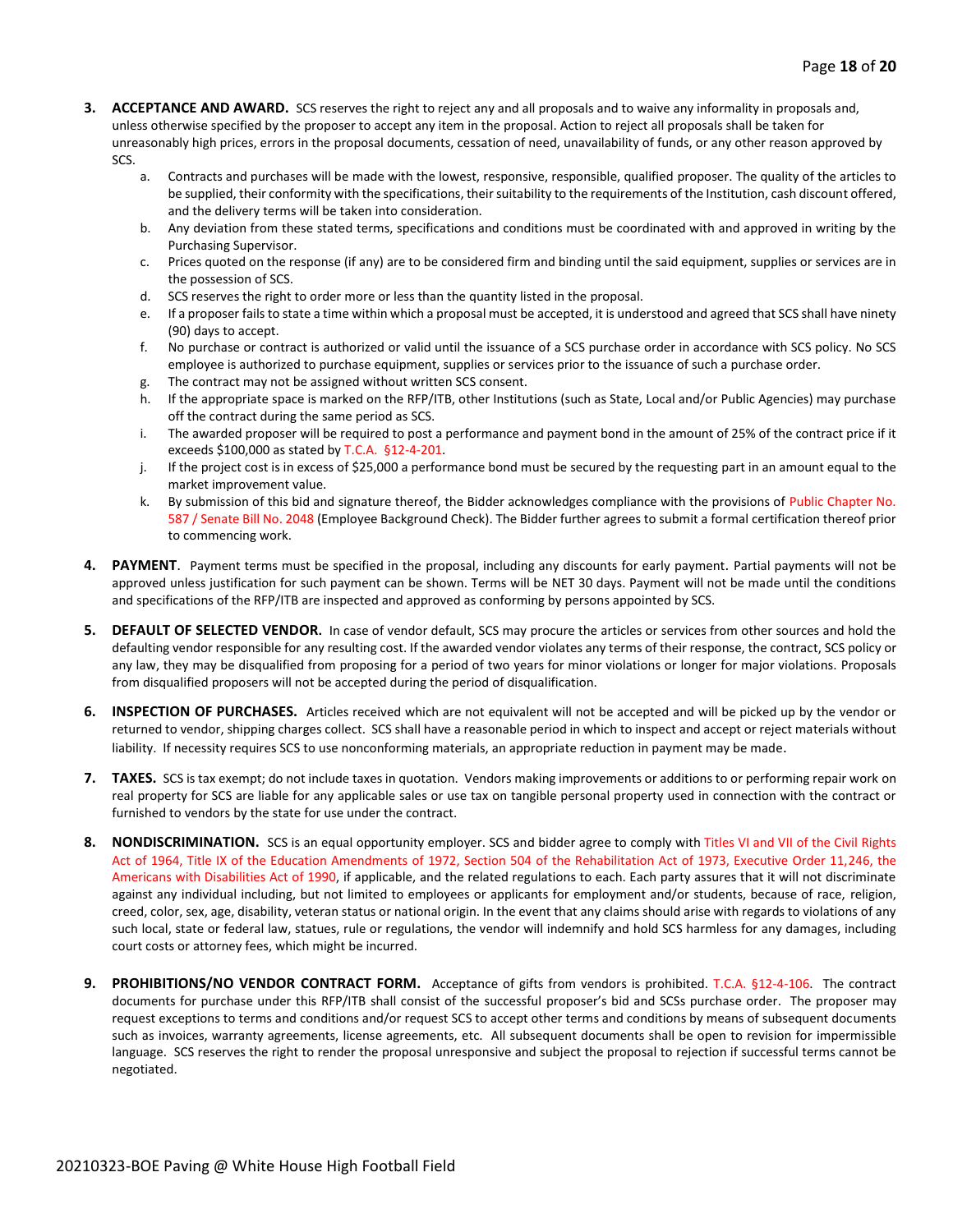3. **ACCEPTANCE AND AWARD.** SCS reserves the right to reject any and all proposals and to waive any informality in proposals and, unless otherwise specified by the proposer to accept any item in the proposal. Action to reject all proposals shall be taken for unreasonably high prices, errors in the proposal documents, cessation of need, unavailability of funds, or any other reason approved by SCS.
    a. Contracts and purchases will be made with the lowest, responsive, responsible, qualified proposer. The quality of the articles to be supplied, their conformity with the specifications, their suitability to the requirements of the Institution, cash discount offered, and the delivery terms will be taken into consideration.
    b. Any deviation from these stated terms, specifications and conditions must be coordinated with and approved in writing by the Purchasing Supervisor.
    c. Prices quoted on the response (if any) are to be considered firm and binding until the said equipment, supplies or services are in the possession of SCS.
    d. SCS reserves the right to order more or less than the quantity listed in the proposal.
    e. If a proposer fails to state a time within which a proposal must be accepted, it is understood and agreed that SCS shall have ninety (90) days to accept.
    f. No purchase or contract is authorized or valid until the issuance of a SCS purchase order in accordance with SCS policy. No SCS employee is authorized to purchase equipment, supplies or services prior to the issuance of such a purchase order.
    g. The contract may not be assigned without written SCS consent.
    h. If the appropriate space is marked on the RFP/ITB, other Institutions (such as State, Local and/or Public Agencies) may purchase off the contract during the same period as SCS.
    i. The awarded proposer will be required to post a performance and payment bond in the amount of 25% of the contract price if it exceeds $100,000 as stated by T.C.A. §12-4-201.
    j. If the project cost is in excess of $25,000 a performance bond must be secured by the requesting part in an amount equal to the market improvement value.
    k. By submission of this bid and signature thereof, the Bidder acknowledges compliance with the provisions of Public Chapter No. 587 / Senate Bill No. 2048 (Employee Background Check). The Bidder further agrees to submit a formal certification thereof prior to commencing work.

4. **PAYMENT**. Payment terms must be specified in the proposal, including any discounts for early payment. Partial payments will not be approved unless justification for such payment can be shown. Terms will be NET 30 days. Payment will not be made until the conditions and specifications of the RFP/ITB are inspected and approved as conforming by persons appointed by SCS.

5. **DEFAULT OF SELECTED VENDOR.** In case of vendor default, SCS may procure the articles or services from other sources and hold the defaulting vendor responsible for any resulting cost. If the awarded vendor violates any terms of their response, the contract, SCS policy or any law, they may be disqualified from proposing for a period of two years for minor violations or longer for major violations. Proposals from disqualified proposers will not be accepted during the period of disqualification.

6. **INSPECTION OF PURCHASES.** Articles received which are not equivalent will not be accepted and will be picked up by the vendor or returned to vendor, shipping charges collect. SCS shall have a reasonable period in which to inspect and accept or reject materials without liability. If necessity requires SCS to use nonconforming materials, an appropriate reduction in payment may be made.

7. **TAXES.** SCS is tax exempt; do not include taxes in quotation. Vendors making improvements or additions to or performing repair work on real property for SCS are liable for any applicable sales or use tax on tangible personal property used in connection with the contract or furnished to vendors by the state for use under the contract.

8. **NONDISCRIMINATION.** SCS is an equal opportunity employer. SCS and bidder agree to comply with Titles VI and VII of the Civil Rights Act of 1964, Title IX of the Education Amendments of 1972, Section 504 of the Rehabilitation Act of 1973, Executive Order 11,246, the Americans with Disabilities Act of 1990, if applicable, and the related regulations to each. Each party assures that it will not discriminate against any individual including, but not limited to employees or applicants for employment and/or students, because of race, religion, creed, color, sex, age, disability, veteran status or national origin. In the event that any claims should arise with regards to violations of any such local, state or federal law, statues, rule or regulations, the vendor will indemnify and hold SCS harmless for any damages, including court costs or attorney fees, which might be incurred.

9. **PROHIBITIONS/NO VENDOR CONTRACT FORM.** Acceptance of gifts from vendors is prohibited. T.C.A. §12-4-106. The contract documents for purchase under this RFP/ITB shall consist of the successful proposer's bid and SCSs purchase order. The proposer may request exceptions to terms and conditions and/or request SCS to accept other terms and conditions by means of subsequent documents such as invoices, warranty agreements, license agreements, etc. All subsequent documents shall be open to revision for impermissible language. SCS reserves the right to render the proposal unresponsive and subject the proposal to rejection if successful terms cannot be negotiated.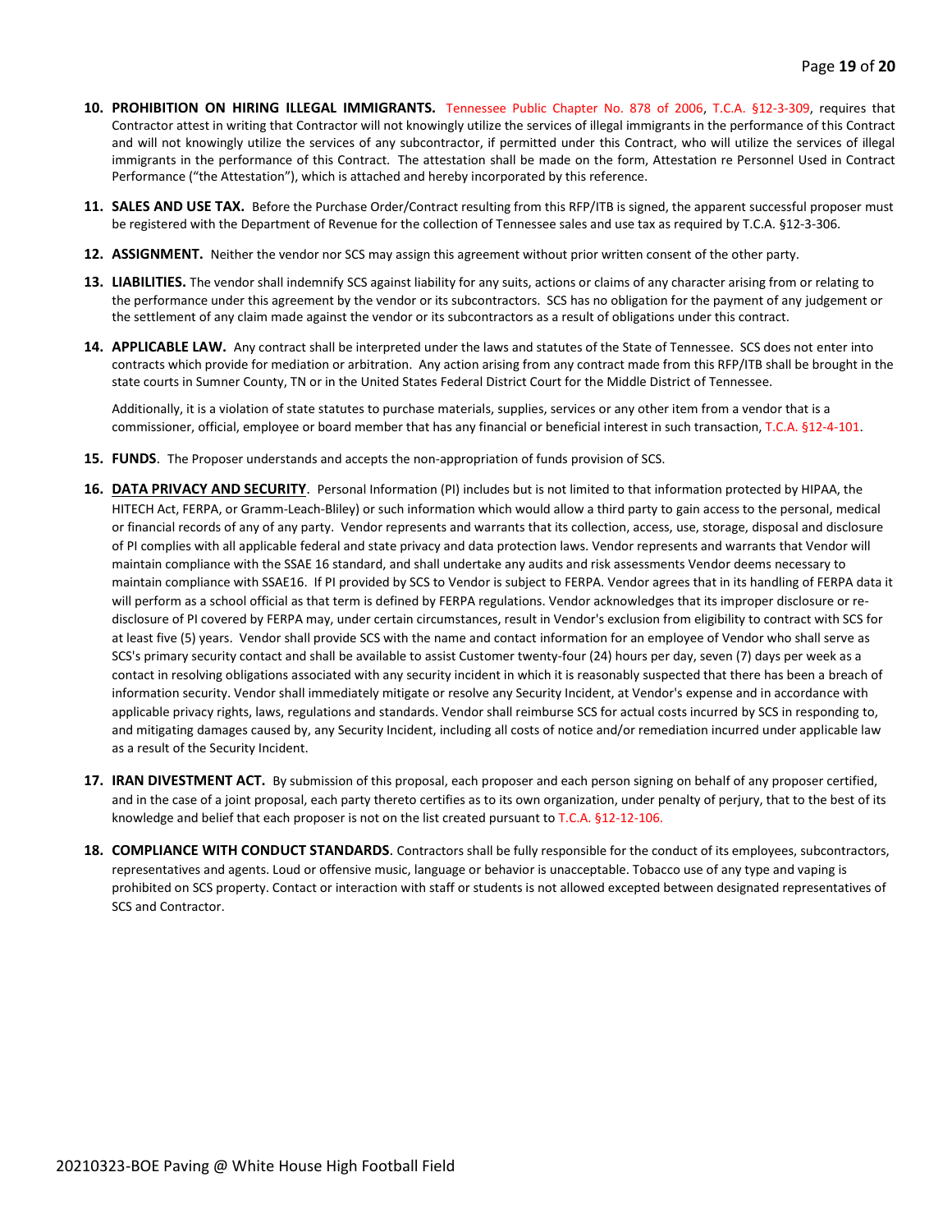10. **PROHIBITION ON HIRING ILLEGAL IMMIGRANTS.** Tennessee Public Chapter No. 878 of 2006, T.C.A. §12-3-309, requires that Contractor attest in writing that Contractor will not knowingly utilize the services of illegal immigrants in the performance of this Contract and will not knowingly utilize the services of any subcontractor, if permitted under this Contract, who will utilize the services of illegal immigrants in the performance of this Contract. The attestation shall be made on the form, Attestation re Personnel Used in Contract Performance ("the Attestation"), which is attached and hereby incorporated by this reference.

11. **SALES AND USE TAX.** Before the Purchase Order/Contract resulting from this RFP/ITB is signed, the apparent successful proposer must be registered with the Department of Revenue for the collection of Tennessee sales and use tax as required by T.C.A. §12-3-306.

12. **ASSIGNMENT.** Neither the vendor nor SCS may assign this agreement without prior written consent of the other party.

13. **LIABILITIES.** The vendor shall indemnify SCS against liability for any suits, actions or claims of any character arising from or relating to the performance under this agreement by the vendor or its subcontractors. SCS has no obligation for the payment of any judgement or the settlement of any claim made against the vendor or its subcontractors as a result of obligations under this contract.

14. **APPLICABLE LAW.** Any contract shall be interpreted under the laws and statutes of the State of Tennessee. SCS does not enter into contracts which provide for mediation or arbitration. Any action arising from any contract made from this RFP/ITB shall be brought in the state courts in Sumner County, TN or in the United States Federal District Court for the Middle District of Tennessee.

    Additionally, it is a violation of state statutes to purchase materials, supplies, services or any other item from a vendor that is a commissioner, official, employee or board member that has any financial or beneficial interest in such transaction, T.C.A. §12-4-101.

15. **FUNDS**. The Proposer understands and accepts the non-appropriation of funds provision of SCS.

16. **DATA PRIVACY AND SECURITY**. Personal Information (PI) includes but is not limited to that information protected by HIPAA, the HITECH Act, FERPA, or Gramm-Leach-Bliley) or such information which would allow a third party to gain access to the personal, medical or financial records of any of any party. Vendor represents and warrants that its collection, access, use, storage, disposal and disclosure of PI complies with all applicable federal and state privacy and data protection laws. Vendor represents and warrants that Vendor will maintain compliance with the SSAE 16 standard, and shall undertake any audits and risk assessments Vendor deems necessary to maintain compliance with SSAE16. If PI provided by SCS to Vendor is subject to FERPA. Vendor agrees that in its handling of FERPA data it will perform as a school official as that term is defined by FERPA regulations. Vendor acknowledges that its improper disclosure or re-disclosure of PI covered by FERPA may, under certain circumstances, result in Vendor's exclusion from eligibility to contract with SCS for at least five (5) years. Vendor shall provide SCS with the name and contact information for an employee of Vendor who shall serve as SCS's primary security contact and shall be available to assist Customer twenty-four (24) hours per day, seven (7) days per week as a contact in resolving obligations associated with any security incident in which it is reasonably suspected that there has been a breach of information security. Vendor shall immediately mitigate or resolve any Security Incident, at Vendor's expense and in accordance with applicable privacy rights, laws, regulations and standards. Vendor shall reimburse SCS for actual costs incurred by SCS in responding to, and mitigating damages caused by, any Security Incident, including all costs of notice and/or remediation incurred under applicable law as a result of the Security Incident.

17. **IRAN DIVESTMENT ACT.** By submission of this proposal, each proposer and each person signing on behalf of any proposer certified, and in the case of a joint proposal, each party thereto certifies as to its own organization, under penalty of perjury, that to the best of its knowledge and belief that each proposer is not on the list created pursuant to T.C.A. §12-12-106.

18. **COMPLIANCE WITH CONDUCT STANDARDS**. Contractors shall be fully responsible for the conduct of its employees, subcontractors, representatives and agents. Loud or offensive music, language or behavior is unacceptable. Tobacco use of any type and vaping is prohibited on SCS property. Contact or interaction with staff or students is not allowed excepted between designated representatives of SCS and Contractor.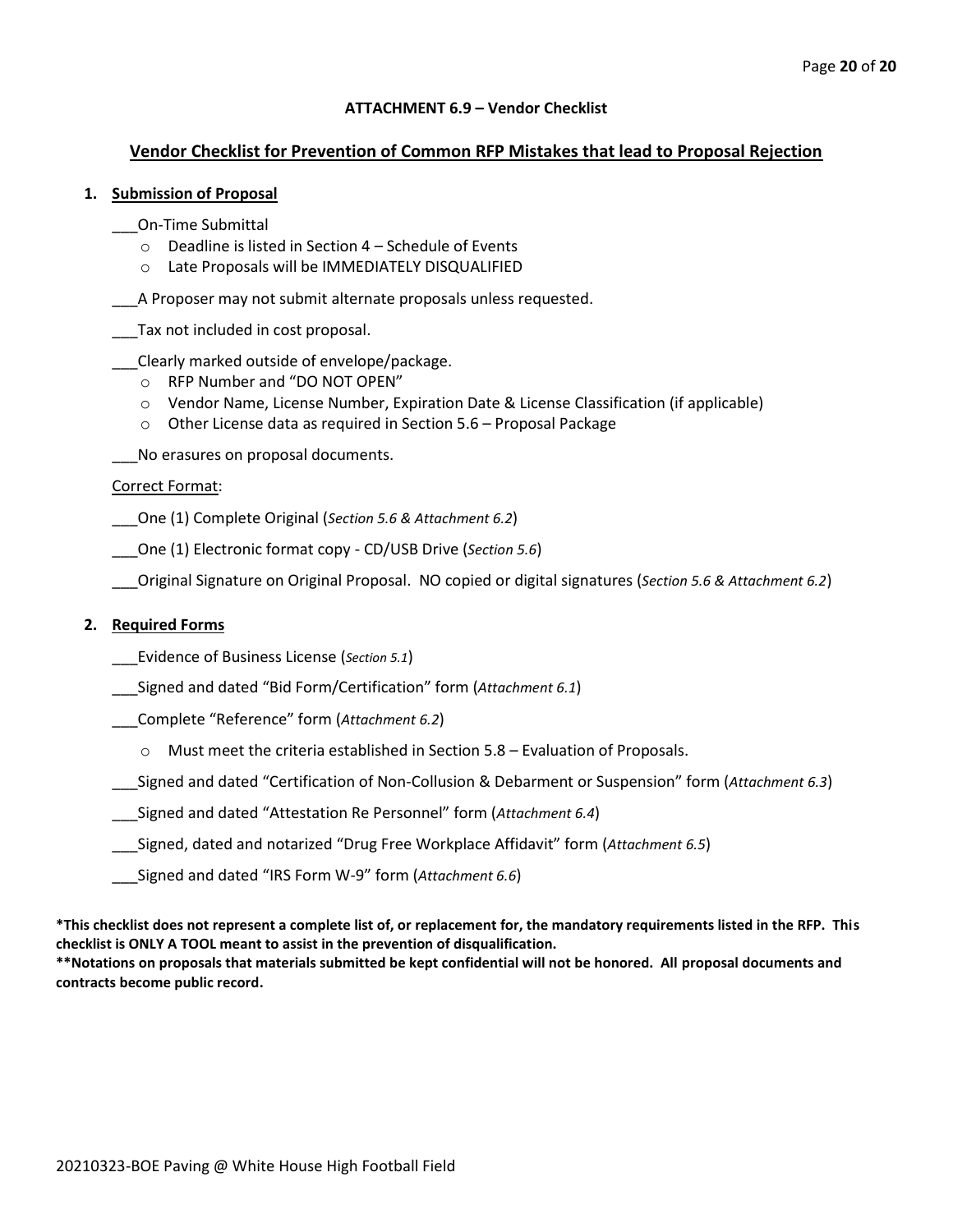**ATTACHMENT 6.9 – Vendor Checklist**

## Vendor Checklist for Prevention of Common RFP Mistakes that lead to Proposal Rejection

### 1. Submission of Proposal

___On-Time Submittal
- Deadline is listed in Section 4 – Schedule of Events
- Late Proposals will be IMMEDIATELY DISQUALIFIED

___A Proposer may not submit alternate proposals unless requested.

___Tax not included in cost proposal.

___Clearly marked outside of envelope/package.
- RFP Number and "DO NOT OPEN"
- Vendor Name, License Number, Expiration Date & License Classification (if applicable)
- Other License data as required in Section 5.6 – Proposal Package

___No erasures on proposal documents.

Correct Format:

___One (1) Complete Original (*Section 5.6 & Attachment 6.2*)

___One (1) Electronic format copy - CD/USB Drive (*Section 5.6*)

___Original Signature on Original Proposal. NO copied or digital signatures (*Section 5.6 & Attachment 6.2*)

### 2. Required Forms

___Evidence of Business License (*Section 5.1*)

___Signed and dated "Bid Form/Certification" form (*Attachment 6.1*)

___Complete "Reference" form (*Attachment 6.2*)
- Must meet the criteria established in Section 5.8 – Evaluation of Proposals.

___Signed and dated "Certification of Non-Collusion & Debarment or Suspension" form (*Attachment 6.3*)

___Signed and dated "Attestation Re Personnel" form (*Attachment 6.4*)

___Signed, dated and notarized "Drug Free Workplace Affidavit" form (*Attachment 6.5*)

___Signed and dated "IRS Form W-9" form (*Attachment 6.6*)

**\*This checklist does not represent a complete list of, or replacement for, the mandatory requirements listed in the RFP. This checklist is ONLY A TOOL meant to assist in the prevention of disqualification.**
**\*\*Notations on proposals that materials submitted be kept confidential will not be honored. All proposal documents and contracts become public record.**